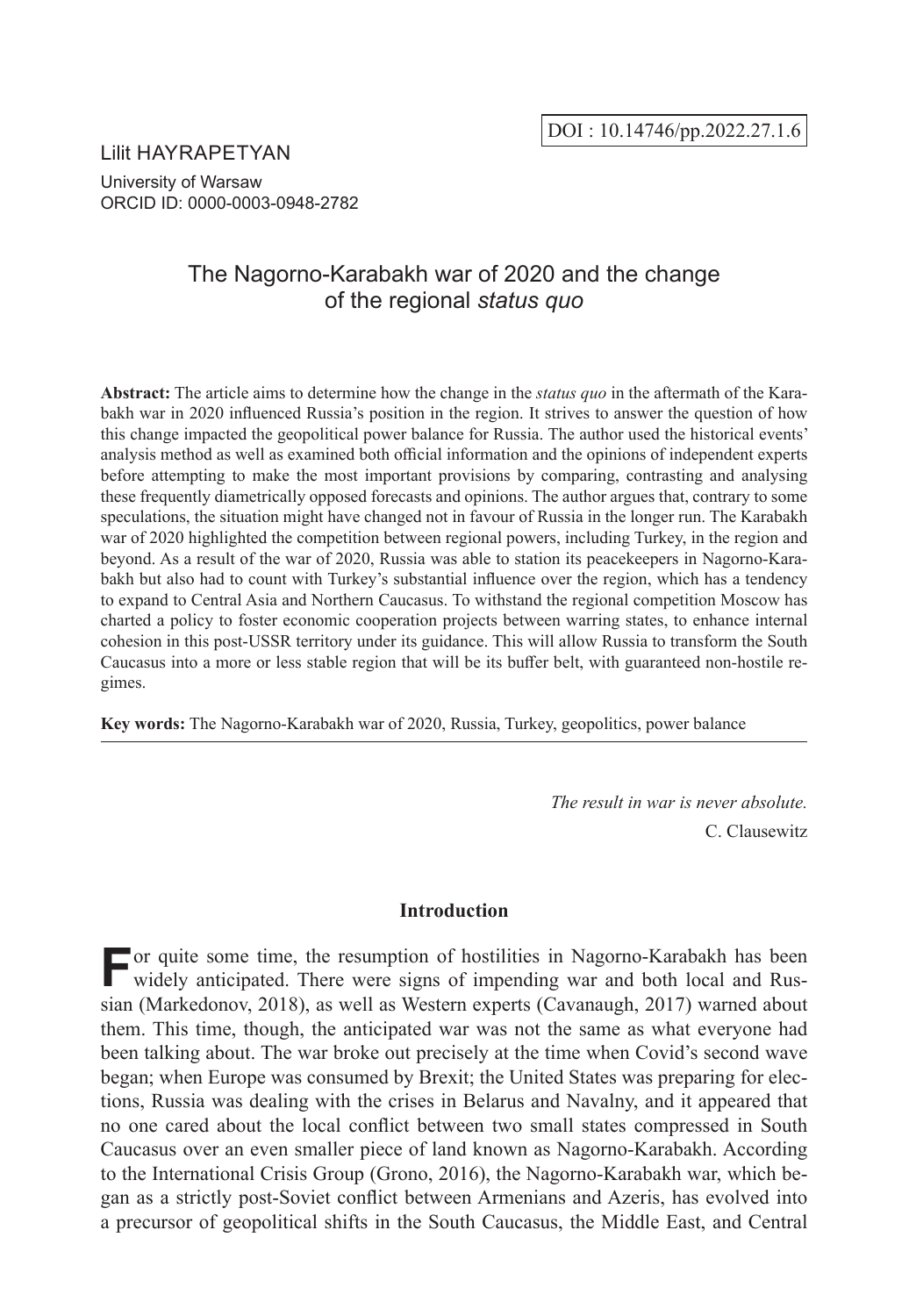DOI : 10.14746/pp.2022.27.1.6

Lilit HAYRAPETYAN

University of Warsaw

ORCID ID: 0000-0003-0948-2782

# The Nagorno-Karabakh war of 2020 and the change of the regional *status quo*

**Abstract:** The article aims to determine how the change in the *status quo* in the aftermath of the Karabakh war in 2020 influenced Russia's position in the region. It strives to answer the question of how this change impacted the geopolitical power balance for Russia. The author used the historical events' analysis method as well as examined both official information and the opinions of independent experts before attempting to make the most important provisions by comparing, contrasting and analysing these frequently diametrically opposed forecasts and opinions. The author argues that, contrary to some speculations, the situation might have changed not in favour of Russia in the longer run. The Karabakh war of 2020 highlighted the competition between regional powers, including Turkey, in the region and beyond. As a result of the war of 2020, Russia was able to station its peacekeepers in Nagorno-Karabakh but also had to count with Turkey's substantial influence over the region, which has a tendency to expand to Central Asia and Northern Caucasus. To withstand the regional competition Moscow has charted a policy to foster economic cooperation projects between warring states, to enhance internal cohesion in this post-USSR territory under its guidance. This will allow Russia to transform the South Caucasus into a more or less stable region that will be its buffer belt, with guaranteed non-hostile regimes.

**Key words:** The Nagorno-Karabakh war of 2020, Russia, Turkey, geopolitics, power balance

*The result in war is never absolute.*
C. Clausewitz

## Introduction

For quite some time, the resumption of hostilities in Nagorno-Karabakh has been widely anticipated. There were signs of impending war and both local and Russian (Markedonov, 2018), as well as Western experts (Cavanaugh, 2017) warned about them. This time, though, the anticipated war was not the same as what everyone had been talking about. The war broke out precisely at the time when Covid's second wave began; when Europe was consumed by Brexit; the United States was preparing for elections, Russia was dealing with the crises in Belarus and Navalny, and it appeared that no one cared about the local conflict between two small states compressed in South Caucasus over an even smaller piece of land known as Nagorno-Karabakh. According to the International Crisis Group (Grono, 2016), the Nagorno-Karabakh war, which began as a strictly post-Soviet conflict between Armenians and Azeris, has evolved into a precursor of geopolitical shifts in the South Caucasus, the Middle East, and Central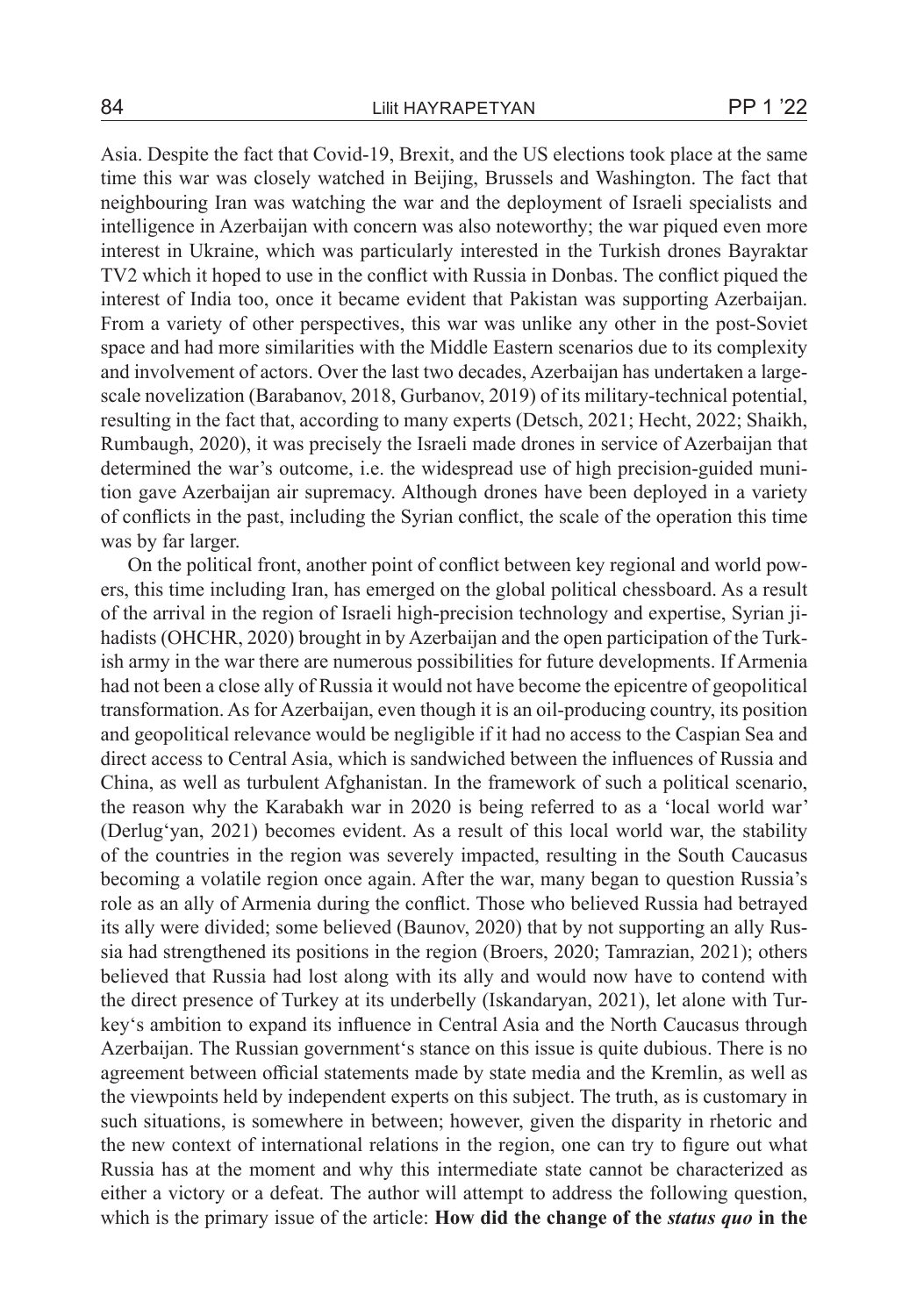Asia. Despite the fact that Covid-19, Brexit, and the US elections took place at the same time this war was closely watched in Beijing, Brussels and Washington. The fact that neighbouring Iran was watching the war and the deployment of Israeli specialists and intelligence in Azerbaijan with concern was also noteworthy; the war piqued even more interest in Ukraine, which was particularly interested in the Turkish drones Bayraktar TV2 which it hoped to use in the conflict with Russia in Donbas. The conflict piqued the interest of India too, once it became evident that Pakistan was supporting Azerbaijan. From a variety of other perspectives, this war was unlike any other in the post-Soviet space and had more similarities with the Middle Eastern scenarios due to its complexity and involvement of actors. Over the last two decades, Azerbaijan has undertaken a large-scale novelization (Barabanov, 2018, Gurbanov, 2019) of its military-technical potential, resulting in the fact that, according to many experts (Detsch, 2021; Hecht, 2022; Shaikh, Rumbaugh, 2020), it was precisely the Israeli made drones in service of Azerbaijan that determined the war's outcome, i.e. the widespread use of high precision-guided munition gave Azerbaijan air supremacy. Although drones have been deployed in a variety of conflicts in the past, including the Syrian conflict, the scale of the operation this time was by far larger.

On the political front, another point of conflict between key regional and world powers, this time including Iran, has emerged on the global political chessboard. As a result of the arrival in the region of Israeli high-precision technology and expertise, Syrian jihadists (OHCHR, 2020) brought in by Azerbaijan and the open participation of the Turkish army in the war there are numerous possibilities for future developments. If Armenia had not been a close ally of Russia it would not have become the epicentre of geopolitical transformation. As for Azerbaijan, even though it is an oil-producing country, its position and geopolitical relevance would be negligible if it had no access to the Caspian Sea and direct access to Central Asia, which is sandwiched between the influences of Russia and China, as well as turbulent Afghanistan. In the framework of such a political scenario, the reason why the Karabakh war in 2020 is being referred to as a 'local world war' (Derlug'yan, 2021) becomes evident. As a result of this local world war, the stability of the countries in the region was severely impacted, resulting in the South Caucasus becoming a volatile region once again. After the war, many began to question Russia's role as an ally of Armenia during the conflict. Those who believed Russia had betrayed its ally were divided; some believed (Baunov, 2020) that by not supporting an ally Russia had strengthened its positions in the region (Broers, 2020; Tamrazian, 2021); others believed that Russia had lost along with its ally and would now have to contend with the direct presence of Turkey at its underbelly (Iskandaryan, 2021), let alone with Turkey's ambition to expand its influence in Central Asia and the North Caucasus through Azerbaijan. The Russian government's stance on this issue is quite dubious. There is no agreement between official statements made by state media and the Kremlin, as well as the viewpoints held by independent experts on this subject. The truth, as is customary in such situations, is somewhere in between; however, given the disparity in rhetoric and the new context of international relations in the region, one can try to figure out what Russia has at the moment and why this intermediate state cannot be characterized as either a victory or a defeat. The author will attempt to address the following question, which is the primary issue of the article: **How did the change of the *status quo* in the**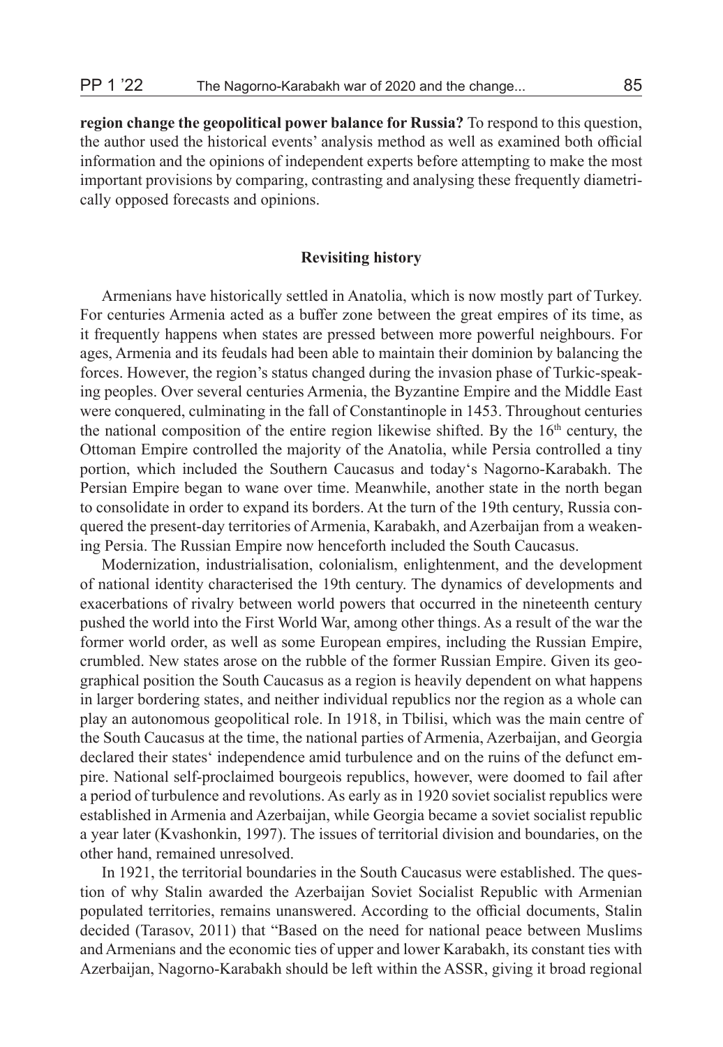**region change the geopolitical power balance for Russia?** To respond to this question, the author used the historical events' analysis method as well as examined both official information and the opinions of independent experts before attempting to make the most important provisions by comparing, contrasting and analysing these frequently diametrically opposed forecasts and opinions.

## Revisiting history

Armenians have historically settled in Anatolia, which is now mostly part of Turkey. For centuries Armenia acted as a buffer zone between the great empires of its time, as it frequently happens when states are pressed between more powerful neighbours. For ages, Armenia and its feudals had been able to maintain their dominion by balancing the forces. However, the region's status changed during the invasion phase of Turkic-speaking peoples. Over several centuries Armenia, the Byzantine Empire and the Middle East were conquered, culminating in the fall of Constantinople in 1453. Throughout centuries the national composition of the entire region likewise shifted. By the 16th century, the Ottoman Empire controlled the majority of the Anatolia, while Persia controlled a tiny portion, which included the Southern Caucasus and today's Nagorno-Karabakh. The Persian Empire began to wane over time. Meanwhile, another state in the north began to consolidate in order to expand its borders. At the turn of the 19th century, Russia conquered the present-day territories of Armenia, Karabakh, and Azerbaijan from a weakening Persia. The Russian Empire now henceforth included the South Caucasus.

Modernization, industrialisation, colonialism, enlightenment, and the development of national identity characterised the 19th century. The dynamics of developments and exacerbations of rivalry between world powers that occurred in the nineteenth century pushed the world into the First World War, among other things. As a result of the war the former world order, as well as some European empires, including the Russian Empire, crumbled. New states arose on the rubble of the former Russian Empire. Given its geographical position the South Caucasus as a region is heavily dependent on what happens in larger bordering states, and neither individual republics nor the region as a whole can play an autonomous geopolitical role. In 1918, in Tbilisi, which was the main centre of the South Caucasus at the time, the national parties of Armenia, Azerbaijan, and Georgia declared their states' independence amid turbulence and on the ruins of the defunct empire. National self-proclaimed bourgeois republics, however, were doomed to fail after a period of turbulence and revolutions. As early as in 1920 soviet socialist republics were established in Armenia and Azerbaijan, while Georgia became a soviet socialist republic a year later (Kvashonkin, 1997). The issues of territorial division and boundaries, on the other hand, remained unresolved.

In 1921, the territorial boundaries in the South Caucasus were established. The question of why Stalin awarded the Azerbaijan Soviet Socialist Republic with Armenian populated territories, remains unanswered. According to the official documents, Stalin decided (Tarasov, 2011) that "Based on the need for national peace between Muslims and Armenians and the economic ties of upper and lower Karabakh, its constant ties with Azerbaijan, Nagorno-Karabakh should be left within the ASSR, giving it broad regional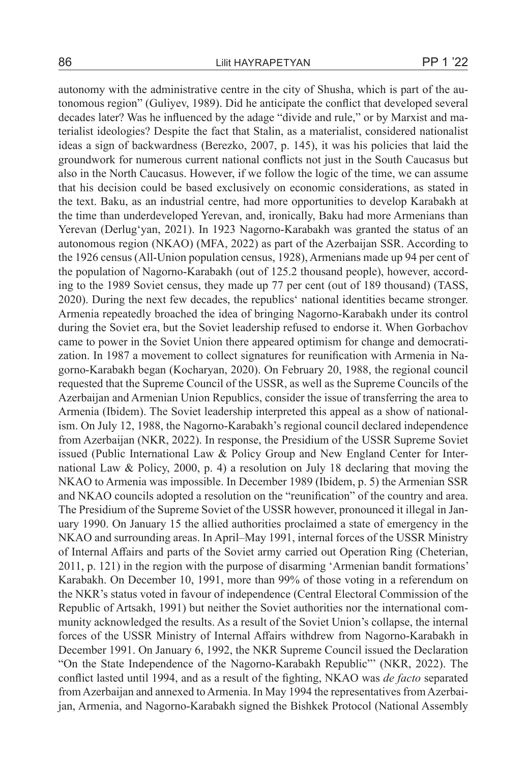autonomy with the administrative centre in the city of Shusha, which is part of the autonomous region" (Guliyev, 1989). Did he anticipate the conflict that developed several decades later? Was he influenced by the adage "divide and rule," or by Marxist and materialist ideologies? Despite the fact that Stalin, as a materialist, considered nationalist ideas a sign of backwardness (Berezko, 2007, p. 145), it was his policies that laid the groundwork for numerous current national conflicts not just in the South Caucasus but also in the North Caucasus. However, if we follow the logic of the time, we can assume that his decision could be based exclusively on economic considerations, as stated in the text. Baku, as an industrial centre, had more opportunities to develop Karabakh at the time than underdeveloped Yerevan, and, ironically, Baku had more Armenians than Yerevan (Derlug'yan, 2021). In 1923 Nagorno-Karabakh was granted the status of an autonomous region (NKAO) (MFA, 2022) as part of the Azerbaijan SSR. According to the 1926 census (All-Union population census, 1928), Armenians made up 94 per cent of the population of Nagorno-Karabakh (out of 125.2 thousand people), however, according to the 1989 Soviet census, they made up 77 per cent (out of 189 thousand) (TASS, 2020). During the next few decades, the republics' national identities became stronger. Armenia repeatedly broached the idea of bringing Nagorno-Karabakh under its control during the Soviet era, but the Soviet leadership refused to endorse it. When Gorbachov came to power in the Soviet Union there appeared optimism for change and democratization. In 1987 a movement to collect signatures for reunification with Armenia in Nagorno-Karabakh began (Kocharyan, 2020). On February 20, 1988, the regional council requested that the Supreme Council of the USSR, as well as the Supreme Councils of the Azerbaijan and Armenian Union Republics, consider the issue of transferring the area to Armenia (Ibidem). The Soviet leadership interpreted this appeal as a show of nationalism. On July 12, 1988, the Nagorno-Karabakh's regional council declared independence from Azerbaijan (NKR, 2022). In response, the Presidium of the USSR Supreme Soviet issued (Public International Law & Policy Group and New England Center for International Law & Policy, 2000, p. 4) a resolution on July 18 declaring that moving the NKAO to Armenia was impossible. In December 1989 (Ibidem, p. 5) the Armenian SSR and NKAO councils adopted a resolution on the "reunification" of the country and area. The Presidium of the Supreme Soviet of the USSR however, pronounced it illegal in January 1990. On January 15 the allied authorities proclaimed a state of emergency in the NKAO and surrounding areas. In April–May 1991, internal forces of the USSR Ministry of Internal Affairs and parts of the Soviet army carried out Operation Ring (Cheterian, 2011, p. 121) in the region with the purpose of disarming 'Armenian bandit formations' Karabakh. On December 10, 1991, more than 99% of those voting in a referendum on the NKR's status voted in favour of independence (Central Electoral Commission of the Republic of Artsakh, 1991) but neither the Soviet authorities nor the international community acknowledged the results. As a result of the Soviet Union's collapse, the internal forces of the USSR Ministry of Internal Affairs withdrew from Nagorno-Karabakh in December 1991. On January 6, 1992, the NKR Supreme Council issued the Declaration "On the State Independence of the Nagorno-Karabakh Republic"' (NKR, 2022). The conflict lasted until 1994, and as a result of the fighting, NKAO was *de facto* separated from Azerbaijan and annexed to Armenia. In May 1994 the representatives from Azerbaijan, Armenia, and Nagorno-Karabakh signed the Bishkek Protocol (National Assembly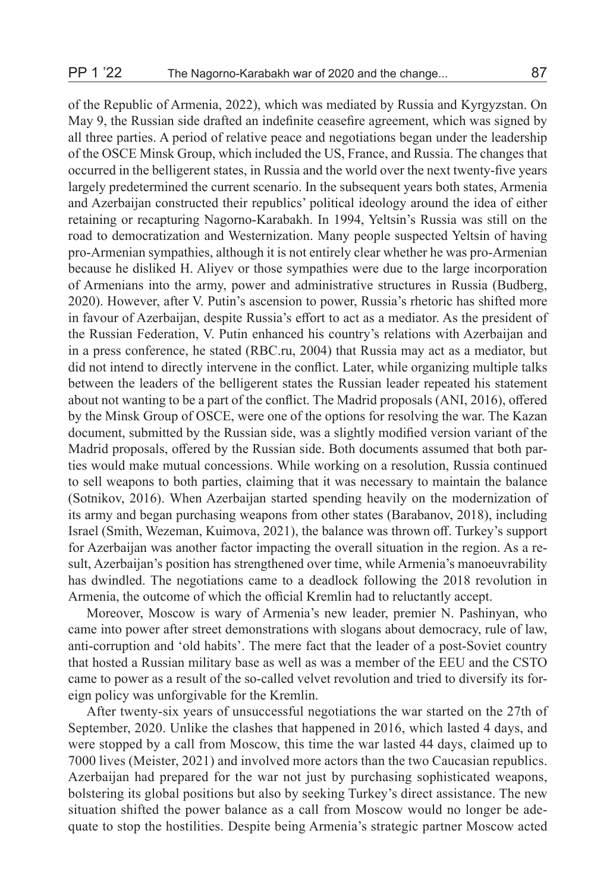of the Republic of Armenia, 2022), which was mediated by Russia and Kyrgyzstan. On May 9, the Russian side drafted an indefinite ceasefire agreement, which was signed by all three parties. A period of relative peace and negotiations began under the leadership of the OSCE Minsk Group, which included the US, France, and Russia. The changes that occurred in the belligerent states, in Russia and the world over the next twenty-five years largely predetermined the current scenario. In the subsequent years both states, Armenia and Azerbaijan constructed their republics' political ideology around the idea of either retaining or recapturing Nagorno-Karabakh. In 1994, Yeltsin's Russia was still on the road to democratization and Westernization. Many people suspected Yeltsin of having pro-Armenian sympathies, although it is not entirely clear whether he was pro-Armenian because he disliked H. Aliyev or those sympathies were due to the large incorporation of Armenians into the army, power and administrative structures in Russia (Budberg, 2020). However, after V. Putin's ascension to power, Russia's rhetoric has shifted more in favour of Azerbaijan, despite Russia's effort to act as a mediator. As the president of the Russian Federation, V. Putin enhanced his country's relations with Azerbaijan and in a press conference, he stated (RBC.ru, 2004) that Russia may act as a mediator, but did not intend to directly intervene in the conflict. Later, while organizing multiple talks between the leaders of the belligerent states the Russian leader repeated his statement about not wanting to be a part of the conflict. The Madrid proposals (ANI, 2016), offered by the Minsk Group of OSCE, were one of the options for resolving the war. The Kazan document, submitted by the Russian side, was a slightly modified version variant of the Madrid proposals, offered by the Russian side. Both documents assumed that both parties would make mutual concessions. While working on a resolution, Russia continued to sell weapons to both parties, claiming that it was necessary to maintain the balance (Sotnikov, 2016). When Azerbaijan started spending heavily on the modernization of its army and began purchasing weapons from other states (Barabanov, 2018), including Israel (Smith, Wezeman, Kuimova, 2021), the balance was thrown off. Turkey's support for Azerbaijan was another factor impacting the overall situation in the region. As a result, Azerbaijan's position has strengthened over time, while Armenia's manoeuvrability has dwindled. The negotiations came to a deadlock following the 2018 revolution in Armenia, the outcome of which the official Kremlin had to reluctantly accept.

Moreover, Moscow is wary of Armenia's new leader, premier N. Pashinyan, who came into power after street demonstrations with slogans about democracy, rule of law, anti-corruption and 'old habits'. The mere fact that the leader of a post-Soviet country that hosted a Russian military base as well as was a member of the EEU and the CSTO came to power as a result of the so-called velvet revolution and tried to diversify its foreign policy was unforgivable for the Kremlin.

After twenty-six years of unsuccessful negotiations the war started on the 27th of September, 2020. Unlike the clashes that happened in 2016, which lasted 4 days, and were stopped by a call from Moscow, this time the war lasted 44 days, claimed up to 7000 lives (Meister, 2021) and involved more actors than the two Caucasian republics. Azerbaijan had prepared for the war not just by purchasing sophisticated weapons, bolstering its global positions but also by seeking Turkey's direct assistance. The new situation shifted the power balance as a call from Moscow would no longer be adequate to stop the hostilities. Despite being Armenia's strategic partner Moscow acted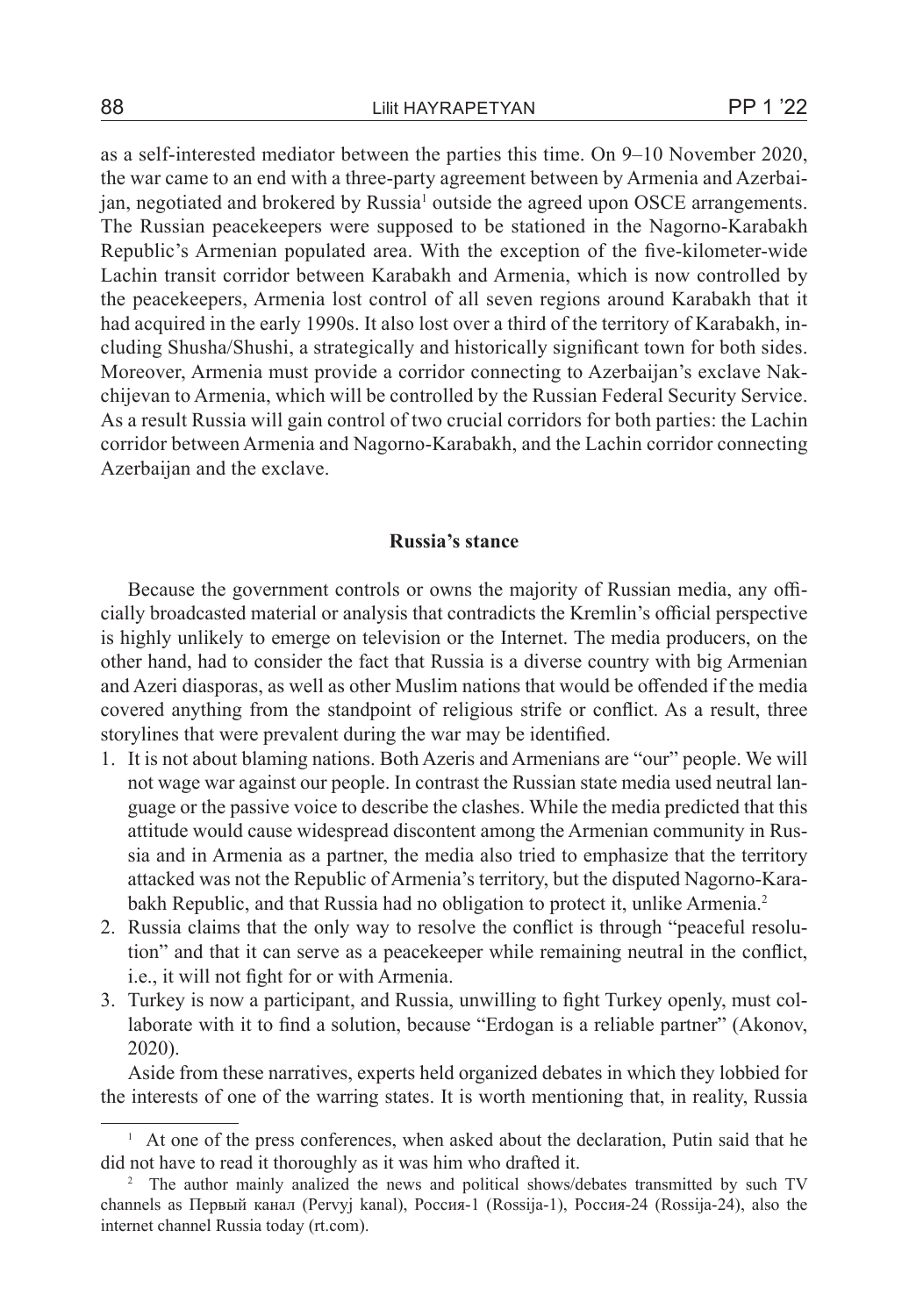as a self-interested mediator between the parties this time. On 9–10 November 2020, the war came to an end with a three-party agreement between by Armenia and Azerbaijan, negotiated and brokered by Russia[1] outside the agreed upon OSCE arrangements. The Russian peacekeepers were supposed to be stationed in the Nagorno-Karabakh Republic's Armenian populated area. With the exception of the five-kilometer-wide Lachin transit corridor between Karabakh and Armenia, which is now controlled by the peacekeepers, Armenia lost control of all seven regions around Karabakh that it had acquired in the early 1990s. It also lost over a third of the territory of Karabakh, including Shusha/Shushi, a strategically and historically significant town for both sides. Moreover, Armenia must provide a corridor connecting to Azerbaijan's exclave Nakchijevan to Armenia, which will be controlled by the Russian Federal Security Service. As a result Russia will gain control of two crucial corridors for both parties: the Lachin corridor between Armenia and Nagorno-Karabakh, and the Lachin corridor connecting Azerbaijan and the exclave.

## Russia's stance

Because the government controls or owns the majority of Russian media, any officially broadcasted material or analysis that contradicts the Kremlin's official perspective is highly unlikely to emerge on television or the Internet. The media producers, on the other hand, had to consider the fact that Russia is a diverse country with big Armenian and Azeri diasporas, as well as other Muslim nations that would be offended if the media covered anything from the standpoint of religious strife or conflict. As a result, three storylines that were prevalent during the war may be identified.

1. It is not about blaming nations. Both Azeris and Armenians are "our" people. We will not wage war against our people. In contrast the Russian state media used neutral language or the passive voice to describe the clashes. While the media predicted that this attitude would cause widespread discontent among the Armenian community in Russia and in Armenia as a partner, the media also tried to emphasize that the territory attacked was not the Republic of Armenia's territory, but the disputed Nagorno-Karabakh Republic, and that Russia had no obligation to protect it, unlike Armenia.[2]
2. Russia claims that the only way to resolve the conflict is through "peaceful resolution" and that it can serve as a peacekeeper while remaining neutral in the conflict, i.e., it will not fight for or with Armenia.
3. Turkey is now a participant, and Russia, unwilling to fight Turkey openly, must collaborate with it to find a solution, because "Erdogan is a reliable partner" (Akonov, 2020).

Aside from these narratives, experts held organized debates in which they lobbied for the interests of one of the warring states. It is worth mentioning that, in reality, Russia

---

[1] At one of the press conferences, when asked about the declaration, Putin said that he did not have to read it thoroughly as it was him who drafted it.

[2] The author mainly analized the news and political shows/debates transmitted by such TV channels as Первый канал (Pervyj kanal), Россия-1 (Rossija-1), Россия-24 (Rossija-24), also the internet channel Russia today (rt.com).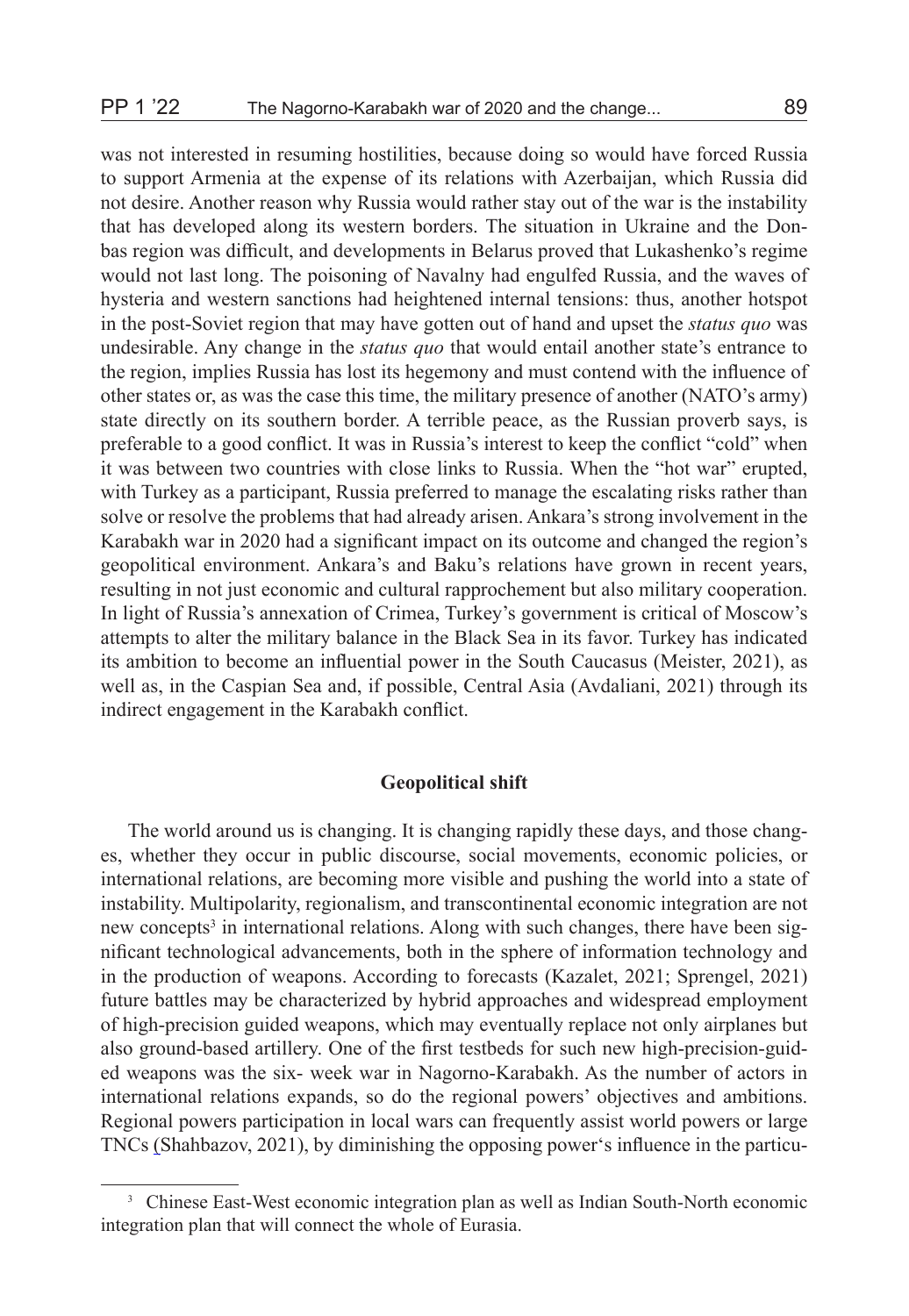was not interested in resuming hostilities, because doing so would have forced Russia to support Armenia at the expense of its relations with Azerbaijan, which Russia did not desire. Another reason why Russia would rather stay out of the war is the instability that has developed along its western borders. The situation in Ukraine and the Donbas region was difficult, and developments in Belarus proved that Lukashenko's regime would not last long. The poisoning of Navalny had engulfed Russia, and the waves of hysteria and western sanctions had heightened internal tensions: thus, another hotspot in the post-Soviet region that may have gotten out of hand and upset the *status quo* was undesirable. Any change in the *status quo* that would entail another state's entrance to the region, implies Russia has lost its hegemony and must contend with the influence of other states or, as was the case this time, the military presence of another (NATO's army) state directly on its southern border. A terrible peace, as the Russian proverb says, is preferable to a good conflict. It was in Russia's interest to keep the conflict "cold" when it was between two countries with close links to Russia. When the "hot war" erupted, with Turkey as a participant, Russia preferred to manage the escalating risks rather than solve or resolve the problems that had already arisen. Ankara's strong involvement in the Karabakh war in 2020 had a significant impact on its outcome and changed the region's geopolitical environment. Ankara's and Baku's relations have grown in recent years, resulting in not just economic and cultural rapprochement but also military cooperation. In light of Russia's annexation of Crimea, Turkey's government is critical of Moscow's attempts to alter the military balance in the Black Sea in its favor. Turkey has indicated its ambition to become an influential power in the South Caucasus (Meister, 2021), as well as, in the Caspian Sea and, if possible, Central Asia (Avdaliani, 2021) through its indirect engagement in the Karabakh conflict.

## Geopolitical shift

The world around us is changing. It is changing rapidly these days, and those changes, whether they occur in public discourse, social movements, economic policies, or international relations, are becoming more visible and pushing the world into a state of instability. Multipolarity, regionalism, and transcontinental economic integration are not new concepts[3] in international relations. Along with such changes, there have been significant technological advancements, both in the sphere of information technology and in the production of weapons. According to forecasts (Kazalet, 2021; Sprengel, 2021) future battles may be characterized by hybrid approaches and widespread employment of high-precision guided weapons, which may eventually replace not only airplanes but also ground-based artillery. One of the first testbeds for such new high-precision-guided weapons was the six- week war in Nagorno-Karabakh. As the number of actors in international relations expands, so do the regional powers' objectives and ambitions. Regional powers participation in local wars can frequently assist world powers or large TNCs (Shahbazov, 2021), by diminishing the opposing power's influence in the particu-

[3] Chinese East-West economic integration plan as well as Indian South-North economic integration plan that will connect the whole of Eurasia.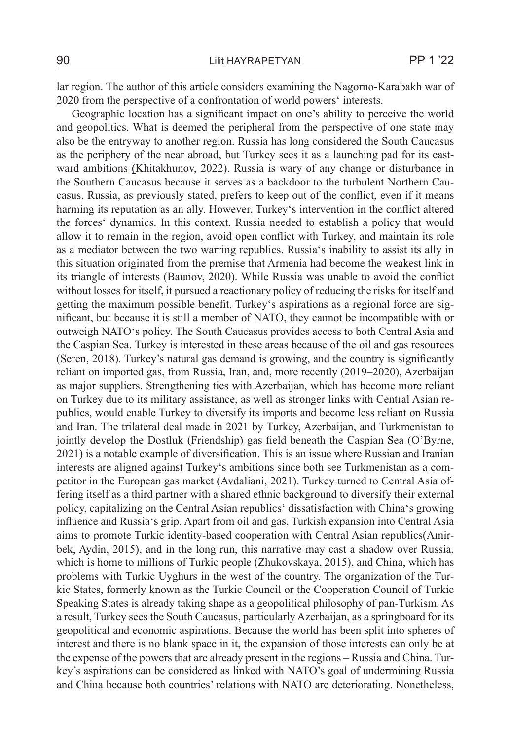lar region. The author of this article considers examining the Nagorno-Karabakh war of 2020 from the perspective of a confrontation of world powers' interests.

Geographic location has a significant impact on one's ability to perceive the world and geopolitics. What is deemed the peripheral from the perspective of one state may also be the entryway to another region. Russia has long considered the South Caucasus as the periphery of the near abroad, but Turkey sees it as a launching pad for its eastward ambitions (Khitakhunov, 2022). Russia is wary of any change or disturbance in the Southern Caucasus because it serves as a backdoor to the turbulent Northern Caucasus. Russia, as previously stated, prefers to keep out of the conflict, even if it means harming its reputation as an ally. However, Turkey's intervention in the conflict altered the forces' dynamics. In this context, Russia needed to establish a policy that would allow it to remain in the region, avoid open conflict with Turkey, and maintain its role as a mediator between the two warring republics. Russia's inability to assist its ally in this situation originated from the premise that Armenia had become the weakest link in its triangle of interests (Baunov, 2020). While Russia was unable to avoid the conflict without losses for itself, it pursued a reactionary policy of reducing the risks for itself and getting the maximum possible benefit. Turkey's aspirations as a regional force are significant, but because it is still a member of NATO, they cannot be incompatible with or outweigh NATO's policy. The South Caucasus provides access to both Central Asia and the Caspian Sea. Turkey is interested in these areas because of the oil and gas resources (Seren, 2018). Turkey's natural gas demand is growing, and the country is significantly reliant on imported gas, from Russia, Iran, and, more recently (2019–2020), Azerbaijan as major suppliers. Strengthening ties with Azerbaijan, which has become more reliant on Turkey due to its military assistance, as well as stronger links with Central Asian republics, would enable Turkey to diversify its imports and become less reliant on Russia and Iran. The trilateral deal made in 2021 by Turkey, Azerbaijan, and Turkmenistan to jointly develop the Dostluk (Friendship) gas field beneath the Caspian Sea (O'Byrne, 2021) is a notable example of diversification. This is an issue where Russian and Iranian interests are aligned against Turkey's ambitions since both see Turkmenistan as a competitor in the European gas market (Avdaliani, 2021). Turkey turned to Central Asia offering itself as a third partner with a shared ethnic background to diversify their external policy, capitalizing on the Central Asian republics' dissatisfaction with China's growing influence and Russia's grip. Apart from oil and gas, Turkish expansion into Central Asia aims to promote Turkic identity-based cooperation with Central Asian republics(Amirbek, Aydin, 2015), and in the long run, this narrative may cast a shadow over Russia, which is home to millions of Turkic people (Zhukovskaya, 2015), and China, which has problems with Turkic Uyghurs in the west of the country. The organization of the Turkic States, formerly known as the Turkic Council or the Cooperation Council of Turkic Speaking States is already taking shape as a geopolitical philosophy of pan-Turkism. As a result, Turkey sees the South Caucasus, particularly Azerbaijan, as a springboard for its geopolitical and economic aspirations. Because the world has been split into spheres of interest and there is no blank space in it, the expansion of those interests can only be at the expense of the powers that are already present in the regions – Russia and China. Turkey's aspirations can be considered as linked with NATO's goal of undermining Russia and China because both countries' relations with NATO are deteriorating. Nonetheless,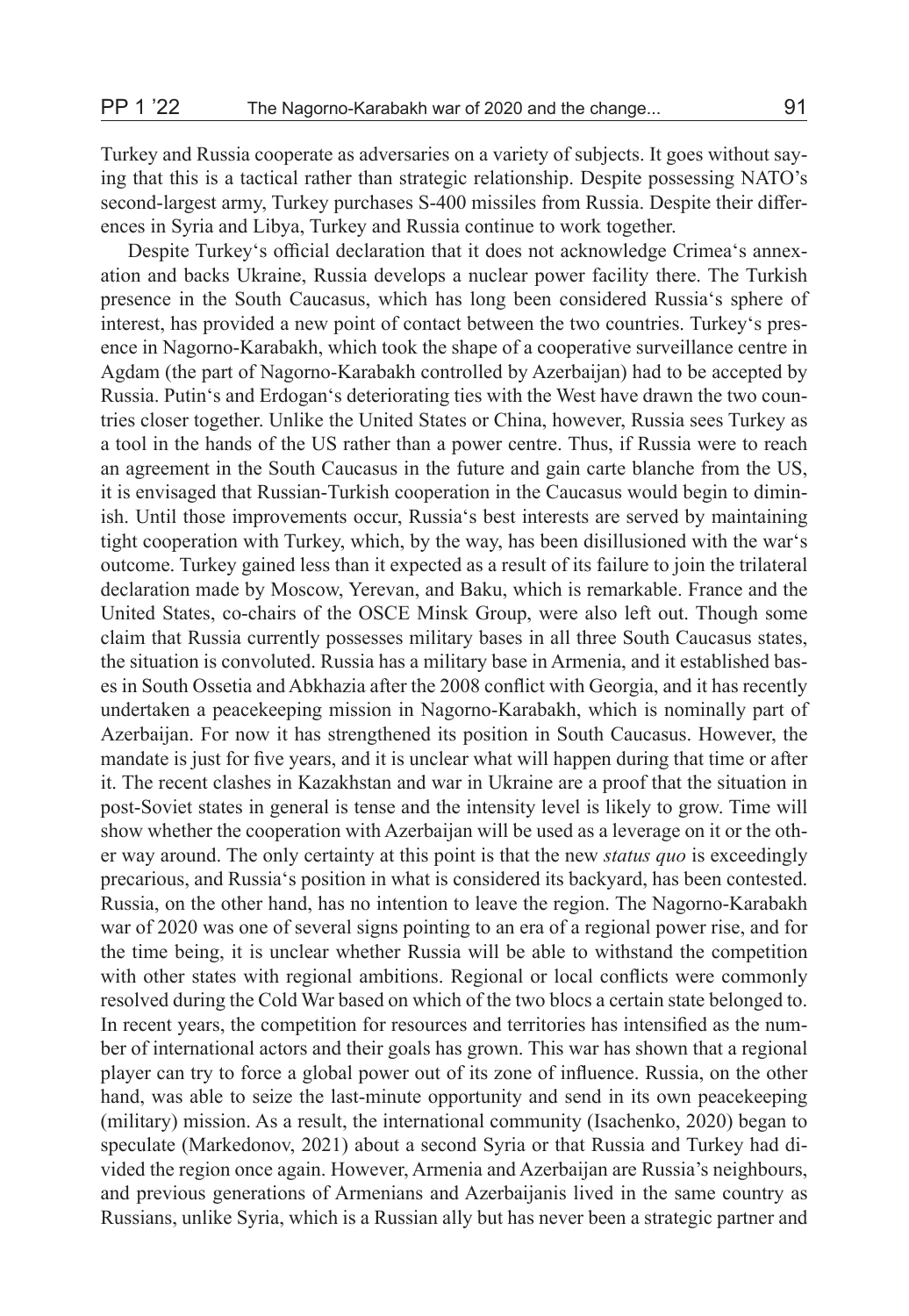Turkey and Russia cooperate as adversaries on a variety of subjects. It goes without saying that this is a tactical rather than strategic relationship. Despite possessing NATO's second-largest army, Turkey purchases S-400 missiles from Russia. Despite their differences in Syria and Libya, Turkey and Russia continue to work together.

Despite Turkey's official declaration that it does not acknowledge Crimea's annexation and backs Ukraine, Russia develops a nuclear power facility there. The Turkish presence in the South Caucasus, which has long been considered Russia's sphere of interest, has provided a new point of contact between the two countries. Turkey's presence in Nagorno-Karabakh, which took the shape of a cooperative surveillance centre in Agdam (the part of Nagorno-Karabakh controlled by Azerbaijan) had to be accepted by Russia. Putin's and Erdogan's deteriorating ties with the West have drawn the two countries closer together. Unlike the United States or China, however, Russia sees Turkey as a tool in the hands of the US rather than a power centre. Thus, if Russia were to reach an agreement in the South Caucasus in the future and gain carte blanche from the US, it is envisaged that Russian-Turkish cooperation in the Caucasus would begin to diminish. Until those improvements occur, Russia's best interests are served by maintaining tight cooperation with Turkey, which, by the way, has been disillusioned with the war's outcome. Turkey gained less than it expected as a result of its failure to join the trilateral declaration made by Moscow, Yerevan, and Baku, which is remarkable. France and the United States, co-chairs of the OSCE Minsk Group, were also left out. Though some claim that Russia currently possesses military bases in all three South Caucasus states, the situation is convoluted. Russia has a military base in Armenia, and it established bases in South Ossetia and Abkhazia after the 2008 conflict with Georgia, and it has recently undertaken a peacekeeping mission in Nagorno-Karabakh, which is nominally part of Azerbaijan. For now it has strengthened its position in South Caucasus. However, the mandate is just for five years, and it is unclear what will happen during that time or after it. The recent clashes in Kazakhstan and war in Ukraine are a proof that the situation in post-Soviet states in general is tense and the intensity level is likely to grow. Time will show whether the cooperation with Azerbaijan will be used as a leverage on it or the other way around. The only certainty at this point is that the new *status quo* is exceedingly precarious, and Russia's position in what is considered its backyard, has been contested. Russia, on the other hand, has no intention to leave the region. The Nagorno-Karabakh war of 2020 was one of several signs pointing to an era of a regional power rise, and for the time being, it is unclear whether Russia will be able to withstand the competition with other states with regional ambitions. Regional or local conflicts were commonly resolved during the Cold War based on which of the two blocs a certain state belonged to. In recent years, the competition for resources and territories has intensified as the number of international actors and their goals has grown. This war has shown that a regional player can try to force a global power out of its zone of influence. Russia, on the other hand, was able to seize the last-minute opportunity and send in its own peacekeeping (military) mission. As a result, the international community (Isachenko, 2020) began to speculate (Markedonov, 2021) about a second Syria or that Russia and Turkey had divided the region once again. However, Armenia and Azerbaijan are Russia's neighbours, and previous generations of Armenians and Azerbaijanis lived in the same country as Russians, unlike Syria, which is a Russian ally but has never been a strategic partner and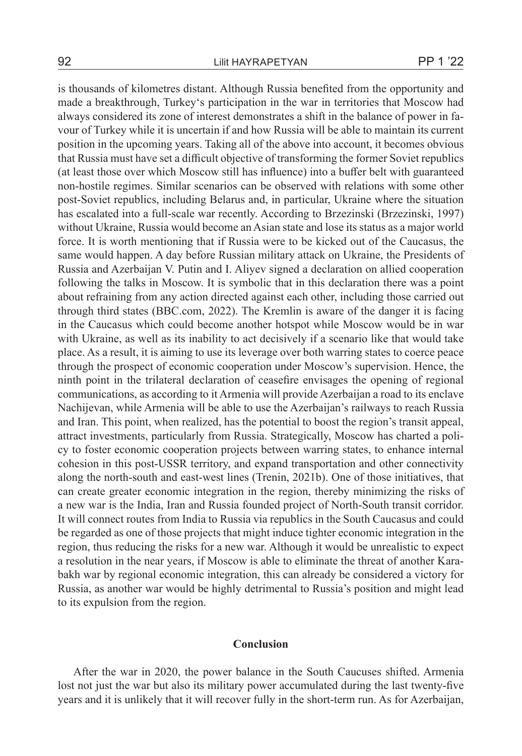is thousands of kilometres distant. Although Russia benefited from the opportunity and made a breakthrough, Turkey's participation in the war in territories that Moscow had always considered its zone of interest demonstrates a shift in the balance of power in favour of Turkey while it is uncertain if and how Russia will be able to maintain its current position in the upcoming years. Taking all of the above into account, it becomes obvious that Russia must have set a difficult objective of transforming the former Soviet republics (at least those over which Moscow still has influence) into a buffer belt with guaranteed non-hostile regimes. Similar scenarios can be observed with relations with some other post-Soviet republics, including Belarus and, in particular, Ukraine where the situation has escalated into a full-scale war recently. According to Brzezinski (Brzezinski, 1997) without Ukraine, Russia would become an Asian state and lose its status as a major world force. It is worth mentioning that if Russia were to be kicked out of the Caucasus, the same would happen. A day before Russian military attack on Ukraine, the Presidents of Russia and Azerbaijan V. Putin and I. Aliyev signed a declaration on allied cooperation following the talks in Moscow. It is symbolic that in this declaration there was a point about refraining from any action directed against each other, including those carried out through third states (BBC.com, 2022). The Kremlin is aware of the danger it is facing in the Caucasus which could become another hotspot while Moscow would be in war with Ukraine, as well as its inability to act decisively if a scenario like that would take place. As a result, it is aiming to use its leverage over both warring states to coerce peace through the prospect of economic cooperation under Moscow's supervision. Hence, the ninth point in the trilateral declaration of ceasefire envisages the opening of regional communications, as according to it Armenia will provide Azerbaijan a road to its enclave Nachijevan, while Armenia will be able to use the Azerbaijan's railways to reach Russia and Iran. This point, when realized, has the potential to boost the region's transit appeal, attract investments, particularly from Russia. Strategically, Moscow has charted a policy to foster economic cooperation projects between warring states, to enhance internal cohesion in this post-USSR territory, and expand transportation and other connectivity along the north-south and east-west lines (Trenin, 2021b). One of those initiatives, that can create greater economic integration in the region, thereby minimizing the risks of a new war is the India, Iran and Russia founded project of North-South transit corridor. It will connect routes from India to Russia via republics in the South Caucasus and could be regarded as one of those projects that might induce tighter economic integration in the region, thus reducing the risks for a new war. Although it would be unrealistic to expect a resolution in the near years, if Moscow is able to eliminate the threat of another Karabakh war by regional economic integration, this can already be considered a victory for Russia, as another war would be highly detrimental to Russia's position and might lead to its expulsion from the region.

## Conclusion

After the war in 2020, the power balance in the South Caucuses shifted. Armenia lost not just the war but also its military power accumulated during the last twenty-five years and it is unlikely that it will recover fully in the short-term run. As for Azerbaijan,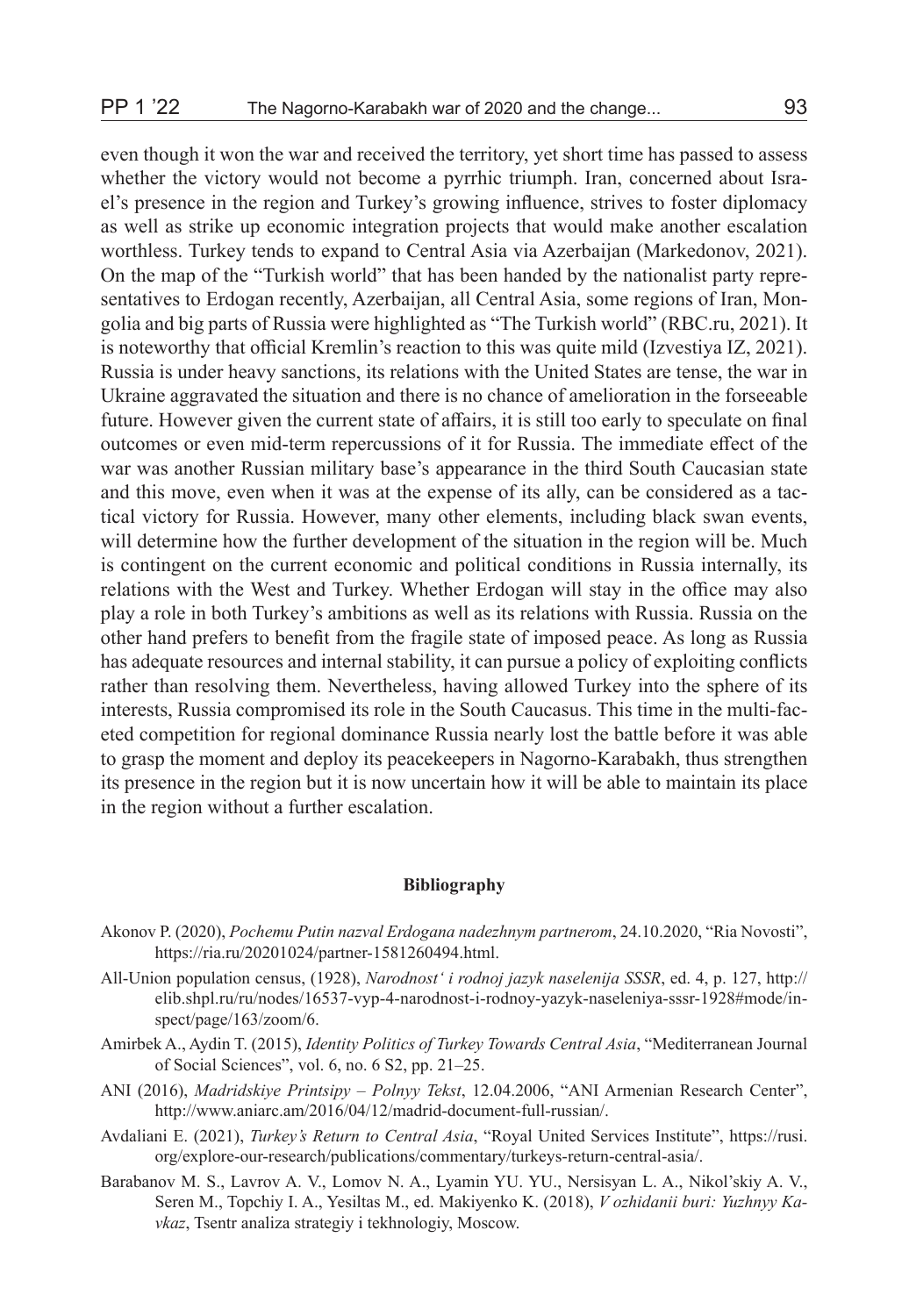even though it won the war and received the territory, yet short time has passed to assess whether the victory would not become a pyrrhic triumph. Iran, concerned about Israel's presence in the region and Turkey's growing influence, strives to foster diplomacy as well as strike up economic integration projects that would make another escalation worthless. Turkey tends to expand to Central Asia via Azerbaijan (Markedonov, 2021). On the map of the "Turkish world" that has been handed by the nationalist party representatives to Erdogan recently, Azerbaijan, all Central Asia, some regions of Iran, Mongolia and big parts of Russia were highlighted as "The Turkish world" (RBC.ru, 2021). It is noteworthy that official Kremlin's reaction to this was quite mild (Izvestiya IZ, 2021). Russia is under heavy sanctions, its relations with the United States are tense, the war in Ukraine aggravated the situation and there is no chance of amelioration in the forseeable future. However given the current state of affairs, it is still too early to speculate on final outcomes or even mid-term repercussions of it for Russia. The immediate effect of the war was another Russian military base's appearance in the third South Caucasian state and this move, even when it was at the expense of its ally, can be considered as a tactical victory for Russia. However, many other elements, including black swan events, will determine how the further development of the situation in the region will be. Much is contingent on the current economic and political conditions in Russia internally, its relations with the West and Turkey. Whether Erdogan will stay in the office may also play a role in both Turkey's ambitions as well as its relations with Russia. Russia on the other hand prefers to benefit from the fragile state of imposed peace. As long as Russia has adequate resources and internal stability, it can pursue a policy of exploiting conflicts rather than resolving them. Nevertheless, having allowed Turkey into the sphere of its interests, Russia compromised its role in the South Caucasus. This time in the multi-faceted competition for regional dominance Russia nearly lost the battle before it was able to grasp the moment and deploy its peacekeepers in Nagorno-Karabakh, thus strengthen its presence in the region but it is now uncertain how it will be able to maintain its place in the region without a further escalation.

## Bibliography

Akonov P. (2020), *Pochemu Putin nazval Erdogana nadezhnym partnerom*, 24.10.2020, "Ria Novosti", https://ria.ru/20201024/partner-1581260494.html.

All-Union population census, (1928), *Narodnost' i rodnoj jazyk naselenija SSSR*, ed. 4, p. 127, http://elib.shpl.ru/ru/nodes/16537-vyp-4-narodnost-i-rodnoy-yazyk-naseleniya-sssr-1928#mode/inspect/page/163/zoom/6.

Amirbek A., Aydin T. (2015), *Identity Politics of Turkey Towards Central Asia*, "Mediterranean Journal of Social Sciences", vol. 6, no. 6 S2, pp. 21–25.

ANI (2016), *Madridskiye Printsipy – Polnyy Tekst*, 12.04.2006, "ANI Armenian Research Center", http://www.aniarc.am/2016/04/12/madrid-document-full-russian/.

Avdaliani E. (2021), *Turkey's Return to Central Asia*, "Royal United Services Institute", https://rusi.org/explore-our-research/publications/commentary/turkeys-return-central-asia/.

Barabanov M. S., Lavrov A. V., Lomov N. A., Lyamin YU. YU., Nersisyan L. A., Nikol'skiy A. V., Seren M., Topchiy I. A., Yesiltas M., ed. Makiyenko K. (2018), *V ozhidanii buri: Yuzhnyy Kavkaz*, Tsentr analiza strategiy i tekhnologiy, Moscow.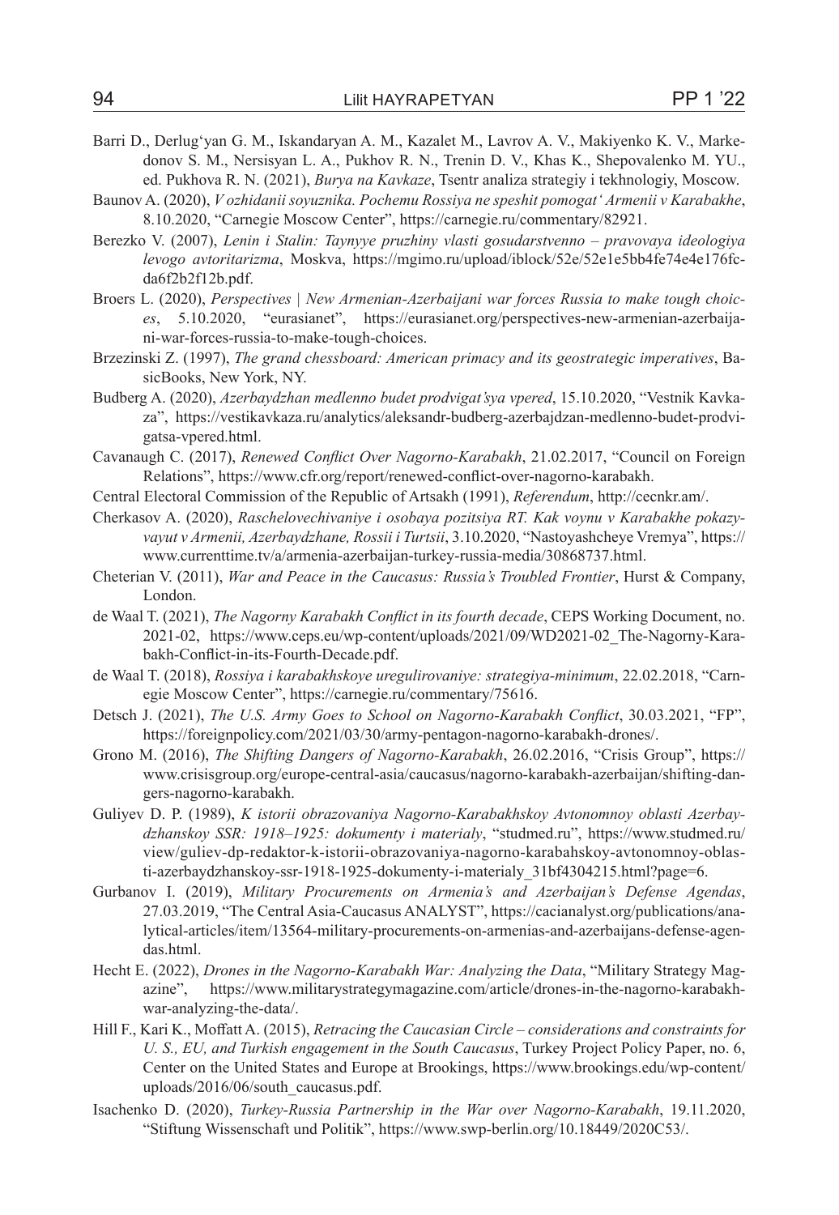Barri D., Derlug'yan G. M., Iskandaryan A. M., Kazalet M., Lavrov A. V., Makiyenko K. V., Markedonov S. M., Nersisyan L. A., Pukhov R. N., Trenin D. V., Khas K., Shepovalenko M. YU., ed. Pukhova R. N. (2021), *Burya na Kavkaze*, Tsentr analiza strategiy i tekhnologiy, Moscow.

Baunov A. (2020), *V ozhidanii soyuznika. Pochemu Rossiya ne speshit pomogat' Armenii v Karabakhe*, 8.10.2020, "Carnegie Moscow Center", https://carnegie.ru/commentary/82921.

Berezko V. (2007), *Lenin i Stalin: Taynyye pruzhiny vlasti gosudarstvenno – pravovaya ideologiya levogo avtoritarizma*, Moskva, https://mgimo.ru/upload/iblock/52e/52e1e5bb4fe74e4e176fcda6f2b2f12b.pdf.

Broers L. (2020), *Perspectives | New Armenian-Azerbaijani war forces Russia to make tough choices*, 5.10.2020, "eurasianet", https://eurasianet.org/perspectives-new-armenian-azerbaijani-war-forces-russia-to-make-tough-choices.

Brzezinski Z. (1997), *The grand chessboard: American primacy and its geostrategic imperatives*, BasicBooks, New York, NY.

Budberg A. (2020), *Azerbaydzhan medlenno budet prodvigat'sya vpered*, 15.10.2020, "Vestnik Kavkaza", https://vestikavkaza.ru/analytics/aleksandr-budberg-azerbajdzan-medlenno-budet-prodvigatsa-vpered.html.

Cavanaugh C. (2017), *Renewed Conflict Over Nagorno-Karabakh*, 21.02.2017, "Council on Foreign Relations", https://www.cfr.org/report/renewed-conflict-over-nagorno-karabakh.

Central Electoral Commission of the Republic of Artsakh (1991), *Referendum*, http://cecnkr.am/.

Cherkasov A. (2020), *Raschelovechivaniye i osobaya pozitsiya RT. Kak voynu v Karabakhe pokazyvayut v Armenii, Azerbaydzhane, Rossii i Turtsii*, 3.10.2020, "Nastoyashcheye Vremya", https://www.currenttime.tv/a/armenia-azerbaijan-turkey-russia-media/30868737.html.

Cheterian V. (2011), *War and Peace in the Caucasus: Russia's Troubled Frontier*, Hurst & Company, London.

de Waal T. (2021), *The Nagorny Karabakh Conflict in its fourth decade*, CEPS Working Document, no. 2021-02, https://www.ceps.eu/wp-content/uploads/2021/09/WD2021-02_The-Nagorny-Karabakh-Conflict-in-its-Fourth-Decade.pdf.

de Waal T. (2018), *Rossiya i karabakhskoye uregulirovaniye: strategiya-minimum*, 22.02.2018, "Carnegie Moscow Center", https://carnegie.ru/commentary/75616.

Detsch J. (2021), *The U.S. Army Goes to School on Nagorno-Karabakh Conflict*, 30.03.2021, "FP", https://foreignpolicy.com/2021/03/30/army-pentagon-nagorno-karabakh-drones/.

Grono M. (2016), *The Shifting Dangers of Nagorno-Karabakh*, 26.02.2016, "Crisis Group", https://www.crisisgroup.org/europe-central-asia/caucasus/nagorno-karabakh-azerbaijan/shifting-dangers-nagorno-karabakh.

Guliyev D. P. (1989), *K istorii obrazovaniya Nagorno-Karabakhskoy Avtonomnoy oblasti Azerbaydzhanskoy SSR: 1918–1925: dokumenty i materialy*, "studmed.ru", https://www.studmed.ru/view/guliev-dp-redaktor-k-istorii-obrazovaniya-nagorno-karabahskoy-avtonomnoy-oblasti-azerbaydzhanskoy-ssr-1918-1925-dokumenty-i-materialy_31bf4304215.html?page=6.

Gurbanov I. (2019), *Military Procurements on Armenia's and Azerbaijan's Defense Agendas*, 27.03.2019, "The Central Asia-Caucasus ANALYST", https://cacianalyst.org/publications/analytical-articles/item/13564-military-procurements-on-armenias-and-azerbaijans-defense-agendas.html.

Hecht E. (2022), *Drones in the Nagorno-Karabakh War: Analyzing the Data*, "Military Strategy Magazine", https://www.militarystrategymagazine.com/article/drones-in-the-nagorno-karabakh-war-analyzing-the-data/.

Hill F., Kari K., Moffatt A. (2015), *Retracing the Caucasian Circle – considerations and constraints for U. S., EU, and Turkish engagement in the South Caucasus*, Turkey Project Policy Paper, no. 6, Center on the United States and Europe at Brookings, https://www.brookings.edu/wp-content/uploads/2016/06/south_caucasus.pdf.

Isachenko D. (2020), *Turkey-Russia Partnership in the War over Nagorno-Karabakh*, 19.11.2020, "Stiftung Wissenschaft und Politik", https://www.swp-berlin.org/10.18449/2020C53/.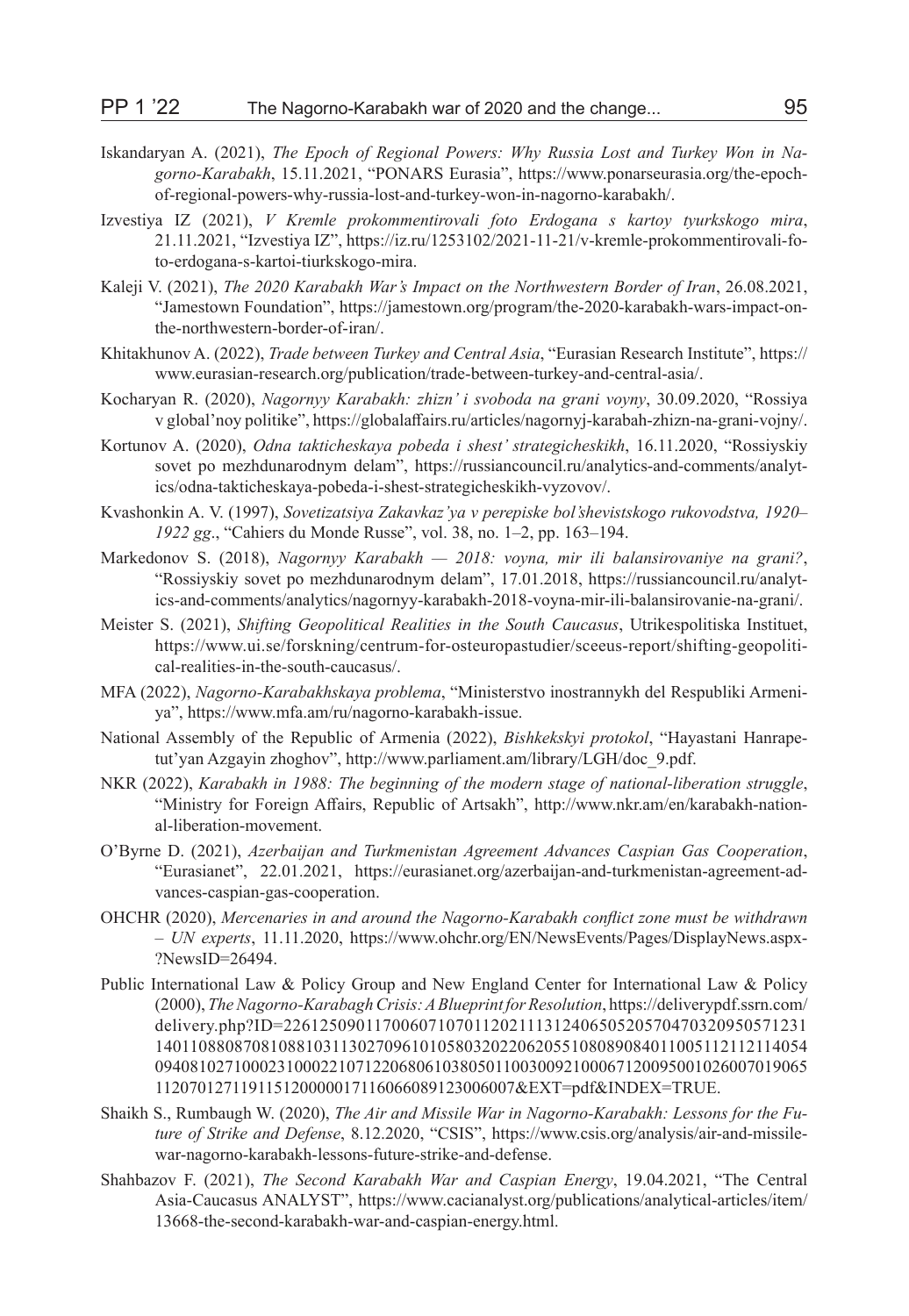Iskandaryan A. (2021), *The Epoch of Regional Powers: Why Russia Lost and Turkey Won in Nagorno-Karabakh*, 15.11.2021, "PONARS Eurasia", https://www.ponarseurasia.org/the-epoch-of-regional-powers-why-russia-lost-and-turkey-won-in-nagorno-karabakh/.

Izvestiya IZ (2021), *V Kremle prokommentirovali foto Erdogana s kartoy tyurkskogo mira*, 21.11.2021, "Izvestiya IZ", https://iz.ru/1253102/2021-11-21/v-kremle-prokommentirovali-foto-erdogana-s-kartoi-tiurkskogo-mira.

Kaleji V. (2021), *The 2020 Karabakh War's Impact on the Northwestern Border of Iran*, 26.08.2021, "Jamestown Foundation", https://jamestown.org/program/the-2020-karabakh-wars-impact-on-the-northwestern-border-of-iran/.

Khitakhunov A. (2022), *Trade between Turkey and Central Asia*, "Eurasian Research Institute", https://www.eurasian-research.org/publication/trade-between-turkey-and-central-asia/.

Kocharyan R. (2020), *Nagornyy Karabakh: zhizn' i svoboda na grani voyny*, 30.09.2020, "Rossiya v global'noy politike", https://globalaffairs.ru/articles/nagornyj-karabah-zhizn-na-grani-vojny/.

Kortunov A. (2020), *Odna takticheskaya pobeda i shest' strategicheskikh*, 16.11.2020, "Rossiyskiy sovet po mezhdunarodnym delam", https://russiancouncil.ru/analytics-and-comments/analytics/odna-takticheskaya-pobeda-i-shest-strategicheskikh-vyzovov/.

Kvashonkin A. V. (1997), *Sovetizatsiya Zakavkaz'ya v perepiske bol'shevistskogo rukovodstva, 1920–1922 gg*., "Cahiers du Monde Russe", vol. 38, no. 1–2, pp. 163–194.

Markedonov S. (2018), *Nagornyy Karabakh — 2018: voyna, mir ili balansirovaniye na grani?*, "Rossiyskiy sovet po mezhdunarodnym delam", 17.01.2018, https://russiancouncil.ru/analytics-and-comments/analytics/nagornyy-karabakh-2018-voyna-mir-ili-balansirovanie-na-grani/.

Meister S. (2021), *Shifting Geopolitical Realities in the South Caucasus*, Utrikespolitiska Instituet, https://www.ui.se/forskning/centrum-for-osteuropastudier/sceeus-report/shifting-geopolitical-realities-in-the-south-caucasus/.

MFA (2022), *Nagorno-Karabakhskaya problema*, "Ministerstvo inostrannykh del Respubliki Armeniya", https://www.mfa.am/ru/nagorno-karabakh-issue.

National Assembly of the Republic of Armenia (2022), *Bishkekskyi protokol*, "Hayastani Hanrapetut'yan Azgayin zhoghov", http://www.parliament.am/library/LGH/doc_9.pdf.

NKR (2022), *Karabakh in 1988: The beginning of the modern stage of national-liberation struggle*, "Ministry for Foreign Affairs, Republic of Artsakh", http://www.nkr.am/en/karabakh-national-liberation-movement.

O'Byrne D. (2021), *Azerbaijan and Turkmenistan Agreement Advances Caspian Gas Cooperation*, "Eurasianet", 22.01.2021, https://eurasianet.org/azerbaijan-and-turkmenistan-agreement-advances-caspian-gas-cooperation.

OHCHR (2020), *Mercenaries in and around the Nagorno-Karabakh conflict zone must be withdrawn – UN experts*, 11.11.2020, https://www.ohchr.org/EN/NewsEvents/Pages/DisplayNews.aspx?NewsID=26494.

Public International Law & Policy Group and New England Center for International Law & Policy (2000), *The Nagorno-Karabagh Crisis: A Blueprint for Resolution*, https://deliverypdf.ssrn.com/delivery.php?ID=226125090117006071070112021113124065052057047032095057123114011088087081088103113027096101058032022062055108089084011005112112114054094081027100023100022107122068061038050110030092100067120095001026007019065112070127119115120000017116066089123006007&EXT=pdf&INDEX=TRUE.

Shaikh S., Rumbaugh W. (2020), *The Air and Missile War in Nagorno-Karabakh: Lessons for the Future of Strike and Defense*, 8.12.2020, "CSIS", https://www.csis.org/analysis/air-and-missile-war-nagorno-karabakh-lessons-future-strike-and-defense.

Shahbazov F. (2021), *The Second Karabakh War and Caspian Energy*, 19.04.2021, "The Central Asia-Caucasus ANALYST", https://www.cacianalyst.org/publications/analytical-articles/item/13668-the-second-karabakh-war-and-caspian-energy.html.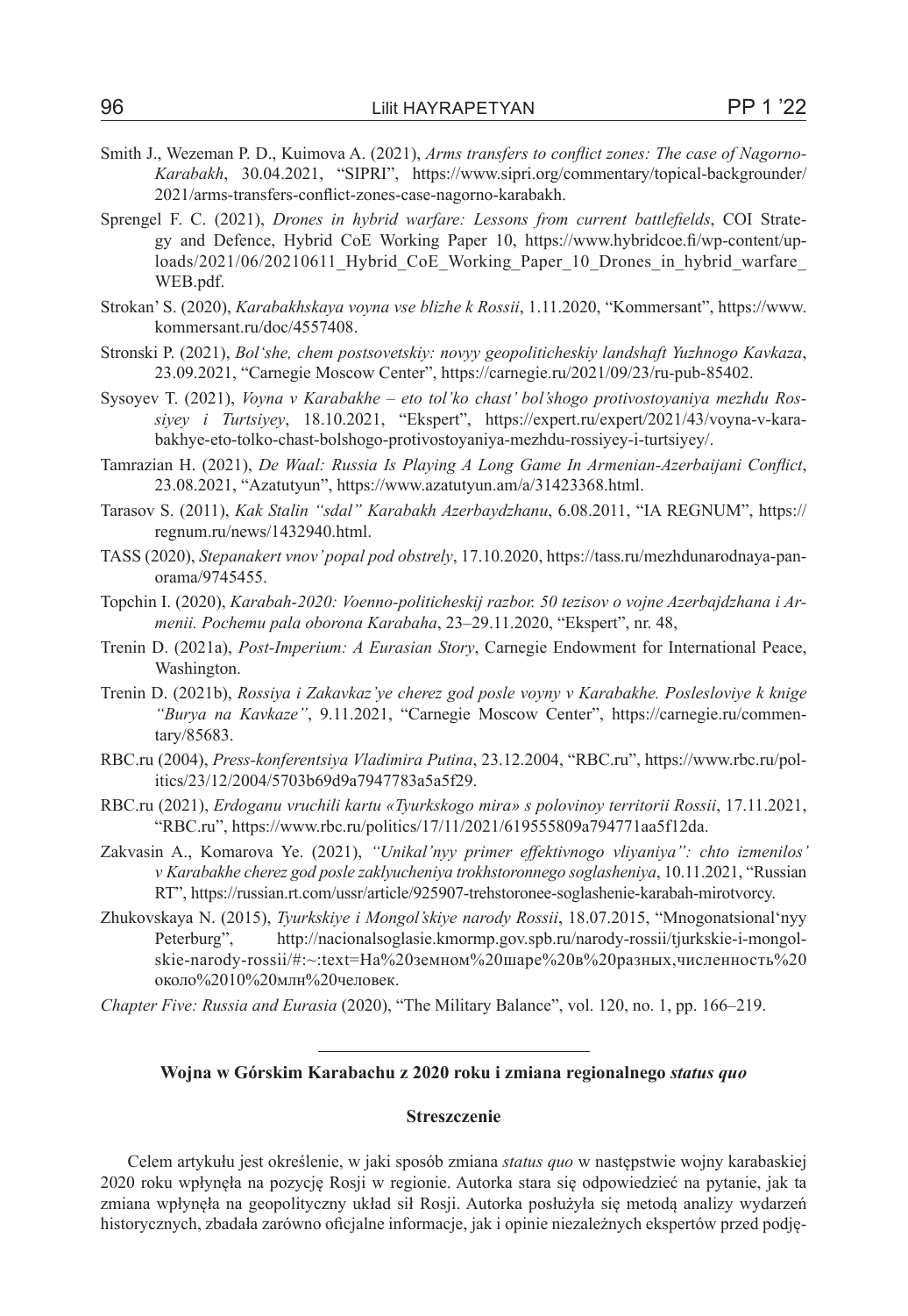Smith J., Wezeman P. D., Kuimova A. (2021), *Arms transfers to conflict zones: The case of Nagorno-Karabakh*, 30.04.2021, "SIPRI", https://www.sipri.org/commentary/topical-backgrounder/2021/arms-transfers-conflict-zones-case-nagorno-karabakh.

Sprengel F. C. (2021), *Drones in hybrid warfare: Lessons from current battlefields*, COI Strategy and Defence, Hybrid CoE Working Paper 10, https://www.hybridcoe.fi/wp-content/uploads/2021/06/20210611_Hybrid_CoE_Working_Paper_10_Drones_in_hybrid_warfare_WEB.pdf.

Strokan' S. (2020), *Karabakhskaya voyna vse blizhe k Rossii*, 1.11.2020, "Kommersant", https://www.kommersant.ru/doc/4557408.

Stronski P. (2021), *Bol'she, chem postsovetskiy: novyy geopoliticheskiy landshaft Yuzhnogo Kavkaza*, 23.09.2021, "Carnegie Moscow Center", https://carnegie.ru/2021/09/23/ru-pub-85402.

Sysoyev T. (2021), *Voyna v Karabakhe – eto tol'ko chast' bol'shogo protivostoyaniya mezhdu Rossiyey i Turtsiyey*, 18.10.2021, "Ekspert", https://expert.ru/expert/2021/43/voyna-v-karabakhye-eto-tolko-chast-bolshogo-protivostoyaniya-mezhdu-rossiyey-i-turtsiyey/.

Tamrazian H. (2021), *De Waal: Russia Is Playing A Long Game In Armenian-Azerbaijani Conflict*, 23.08.2021, "Azatutyun", https://www.azatutyun.am/a/31423368.html.

Tarasov S. (2011), *Kak Stalin "sdal" Karabakh Azerbaydzhanu*, 6.08.2011, "IA REGNUM", https://regnum.ru/news/1432940.html.

TASS (2020), *Stepanakert vnov' popal pod obstrely*, 17.10.2020, https://tass.ru/mezhdunarodnaya-panorama/9745455.

Topchin I. (2020), *Karabah-2020: Voenno-politicheskij razbor. 50 tezisov o vojne Azerbajdzhana i Armenii. Pochemu pala oborona Karabaha*, 23–29.11.2020, "Ekspert", nr. 48,

Trenin D. (2021a), *Post-Imperium: A Eurasian Story*, Carnegie Endowment for International Peace, Washington.

Trenin D. (2021b), *Rossiya i Zakavkaz'ye cherez god posle voyny v Karabakhe. Poslesloviye k knige "Burya na Kavkaze"*, 9.11.2021, "Carnegie Moscow Center", https://carnegie.ru/commentary/85683.

RBC.ru (2004), *Press-konferentsiya Vladimira Putina*, 23.12.2004, "RBC.ru", https://www.rbc.ru/politics/23/12/2004/5703b69d9a7947783a5a5f29.

RBC.ru (2021), *Erdoganu vruchili kartu «Tyurkskogo mira» s polovinoy territorii Rossii*, 17.11.2021, "RBC.ru", https://www.rbc.ru/politics/17/11/2021/619555809a794771aa5f12da.

Zakvasin A., Komarova Ye. (2021), *"Unikal'nyy primer effektivnogo vliyaniya": chto izmenilos' v Karabakhe cherez god posle zaklyucheniya trokhstoronnego soglasheniya*, 10.11.2021, "Russian RT", https://russian.rt.com/ussr/article/925907-trehstoronee-soglashenie-karabah-mirotvorcy.

Zhukovskaya N. (2015), *Tyurkskiye i Mongol'skiye narody Rossii*, 18.07.2015, "Mnogonatsional'nyy Peterburg", http://nacionalsoglasie.kmormp.gov.spb.ru/narody-rossii/tjurkskie-i-mongolskie-narody-rossii/#:~:text=На%20земном%20шаре%20в%20разных,численность%20около%2010%20млн%20человек.

*Chapter Five: Russia and Eurasia* (2020), "The Military Balance", vol. 120, no. 1, pp. 166–219.

---

**Wojna w Górskim Karabachu z 2020 roku i zmiana regionalnego *status quo***

**Streszczenie**

Celem artykułu jest określenie, w jaki sposób zmiana *status quo* w następstwie wojny karabaskiej 2020 roku wpłynęła na pozycję Rosji w regionie. Autorka stara się odpowiedzieć na pytanie, jak ta zmiana wpłynęła na geopolityczny układ sił Rosji. Autorka posłużyła się metodą analizy wydarzeń historycznych, zbadała zarówno oficjalne informacje, jak i opinie niezależnych ekspertów przed podję-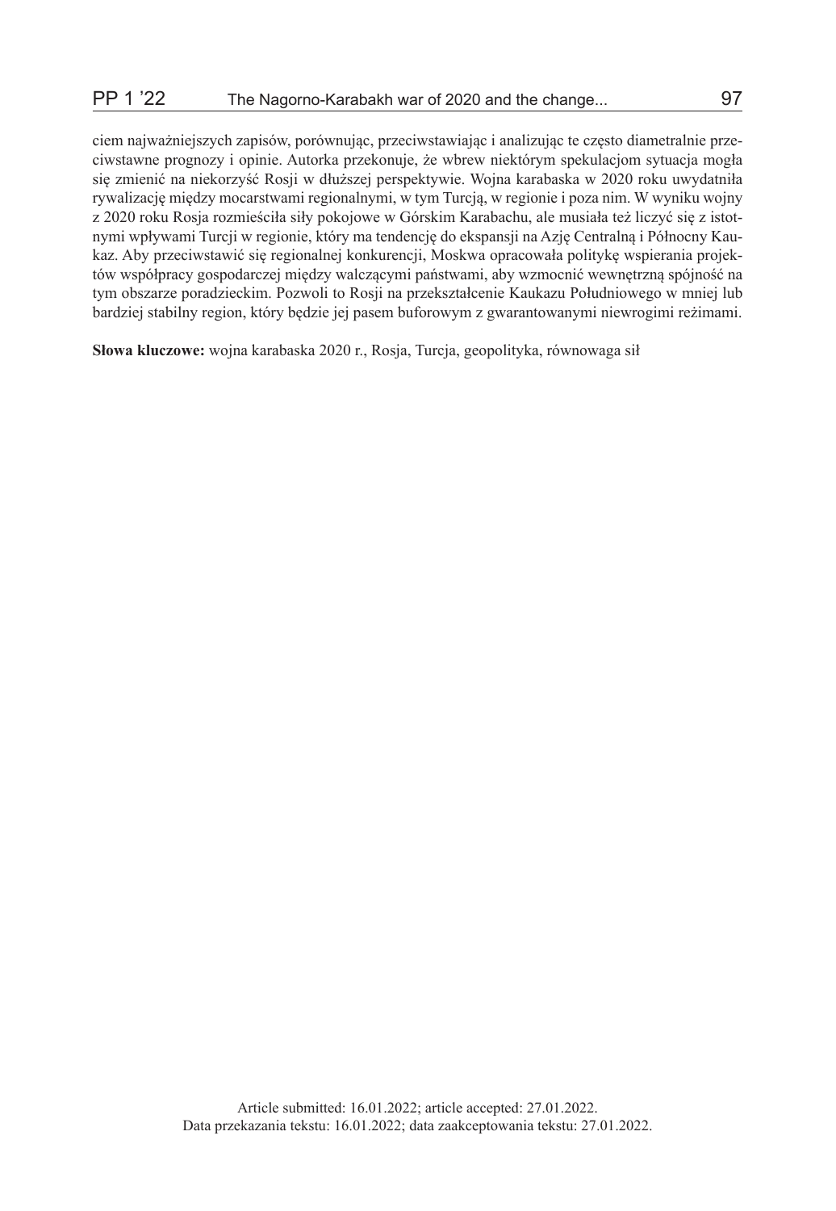ciem najważniejszych zapisów, porównując, przeciwstawiając i analizując te często diametralnie przeciwstawne prognozy i opinie. Autorka przekonuje, że wbrew niektórym spekulacjom sytuacja mogła się zmienić na niekorzyść Rosji w dłuższej perspektywie. Wojna karabaska w 2020 roku uwydatniła rywalizację między mocarstwami regionalnymi, w tym Turcją, w regionie i poza nim. W wyniku wojny z 2020 roku Rosja rozmieściła siły pokojowe w Górskim Karabachu, ale musiała też liczyć się z istotnymi wpływami Turcji w regionie, który ma tendencję do ekspansji na Azję Centralną i Północny Kaukaz. Aby przeciwstawić się regionalnej konkurencji, Moskwa opracowała politykę wspierania projektów współpracy gospodarczej między walczącymi państwami, aby wzmocnić wewnętrzną spójność na tym obszarze poradzieckim. Pozwoli to Rosji na przekształcenie Kaukazu Południowego w mniej lub bardziej stabilny region, który będzie jej pasem buforowym z gwarantowanymi niewrogimi reżimami.

**Słowa kluczowe:** wojna karabaska 2020 r., Rosja, Turcja, geopolityka, równowaga sił

Article submitted: 16.01.2022; article accepted: 27.01.2022.
Data przekazania tekstu: 16.01.2022; data zaakceptowania tekstu: 27.01.2022.